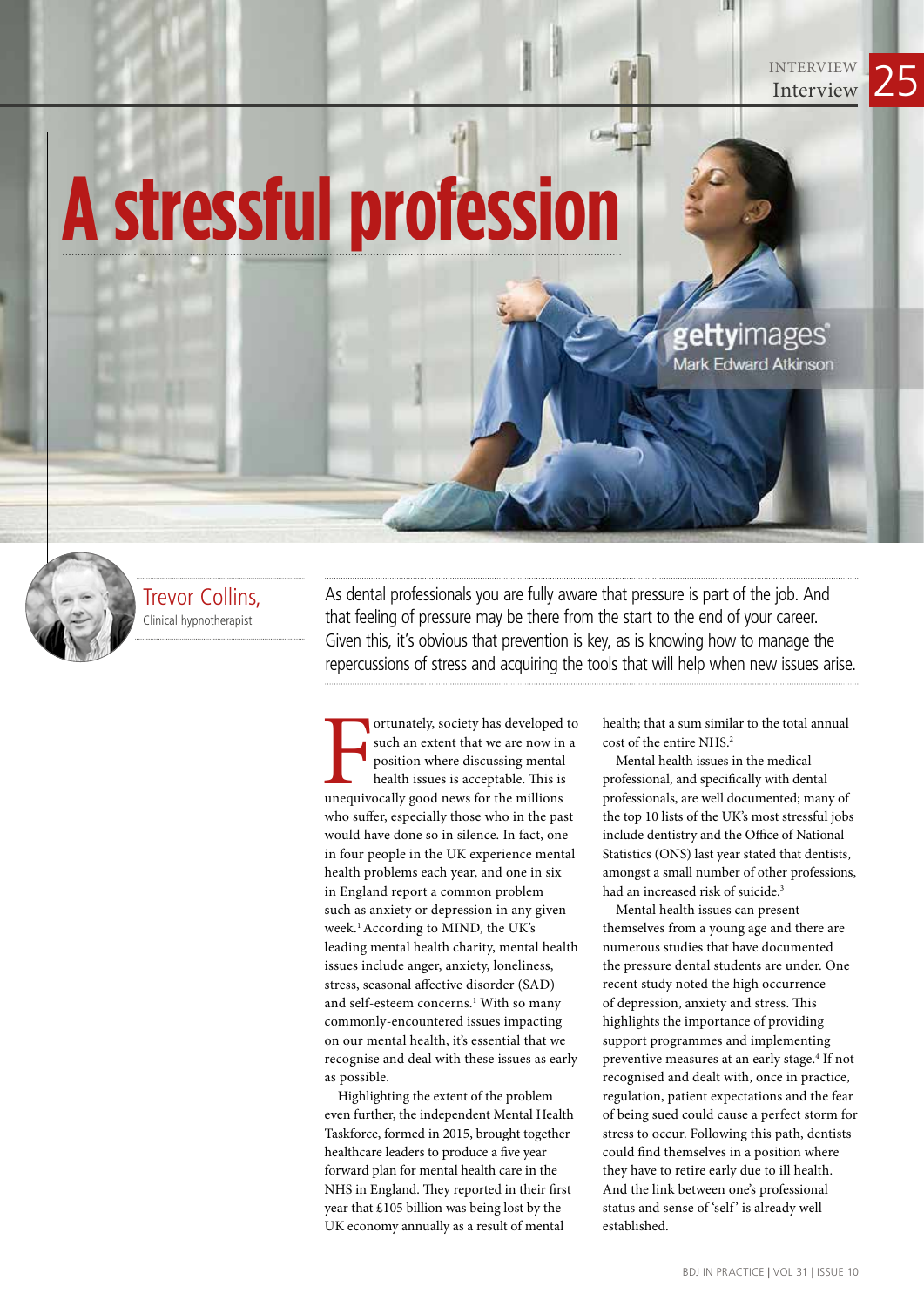# A stressful profession

**Trevor Collins,**
Clinical hypnotherapist

As dental professionals you are fully aware that pressure is part of the job. And that feeling of pressure may be there from the start to the end of your career. Given this, it's obvious that prevention is key, as is knowing how to manage the repercussions of stress and acquiring the tools that will help when new issues arise.

Fortunately, society has developed to such an extent that we are now in a position where discussing mental health issues is acceptable. This is unequivocally good news for the millions who suffer, especially those who in the past would have done so in silence. In fact, one in four people in the UK experience mental health problems each year, and one in six in England report a common problem such as anxiety or depression in any given week.[1] According to MIND, the UK's leading mental health charity, mental health issues include anger, anxiety, loneliness, stress, seasonal affective disorder (SAD) and self-esteem concerns.[1] With so many commonly-encountered issues impacting on our mental health, it's essential that we recognise and deal with these issues as early as possible.

Highlighting the extent of the problem even further, the independent Mental Health Taskforce, formed in 2015, brought together healthcare leaders to produce a five year forward plan for mental health care in the NHS in England. They reported in their first year that £105 billion was being lost by the UK economy annually as a result of mental health; that a sum similar to the total annual cost of the entire NHS.[2]

Mental health issues in the medical professional, and specifically with dental professionals, are well documented; many of the top 10 lists of the UK's most stressful jobs include dentistry and the Office of National Statistics (ONS) last year stated that dentists, amongst a small number of other professions, had an increased risk of suicide.[3]

Mental health issues can present themselves from a young age and there are numerous studies that have documented the pressure dental students are under. One recent study noted the high occurrence of depression, anxiety and stress. This highlights the importance of providing support programmes and implementing preventive measures at an early stage.[4] If not recognised and dealt with, once in practice, regulation, patient expectations and the fear of being sued could cause a perfect storm for stress to occur. Following this path, dentists could find themselves in a position where they have to retire early due to ill health. And the link between one's professional status and sense of 'self' is already well established.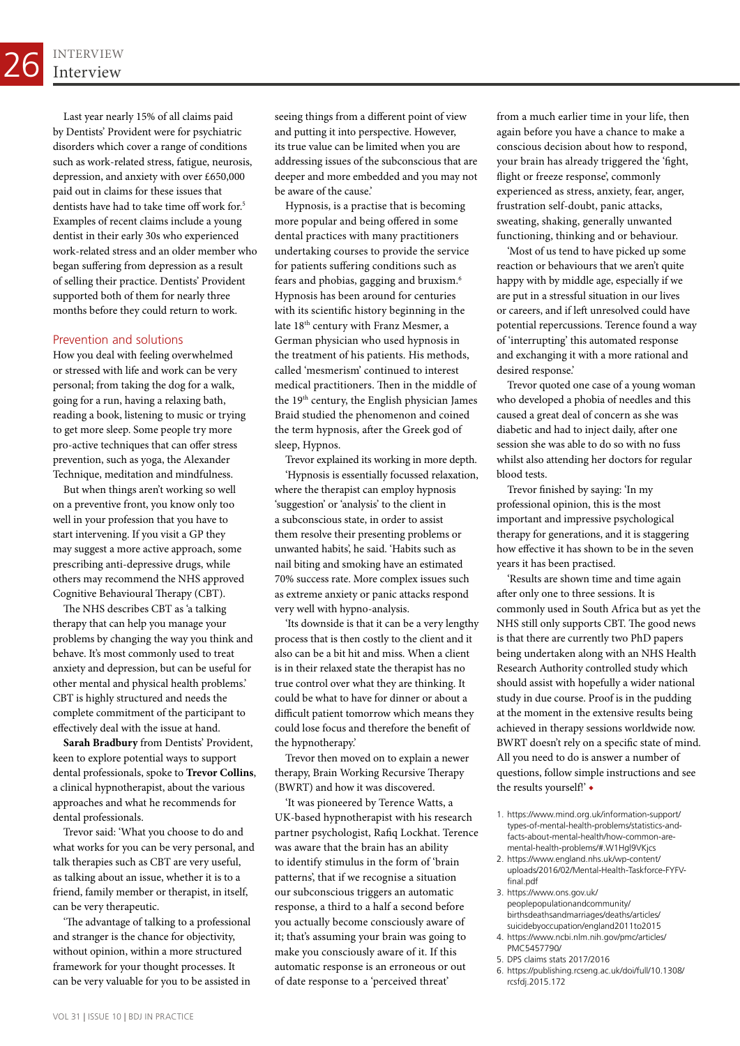Last year nearly 15% of all claims paid by Dentists' Provident were for psychiatric disorders which cover a range of conditions such as work-related stress, fatigue, neurosis, depression, and anxiety with over £650,000 paid out in claims for these issues that dentists have had to take time off work for.[5] Examples of recent claims include a young dentist in their early 30s who experienced work-related stress and an older member who began suffering from depression as a result of selling their practice. Dentists' Provident supported both of them for nearly three months before they could return to work.

## Prevention and solutions

How you deal with feeling overwhelmed or stressed with life and work can be very personal; from taking the dog for a walk, going for a run, having a relaxing bath, reading a book, listening to music or trying to get more sleep. Some people try more pro-active techniques that can offer stress prevention, such as yoga, the Alexander Technique, meditation and mindfulness.

But when things aren't working so well on a preventive front, you know only too well in your profession that you have to start intervening. If you visit a GP they may suggest a more active approach, some prescribing anti-depressive drugs, while others may recommend the NHS approved Cognitive Behavioural Therapy (CBT).

The NHS describes CBT as 'a talking therapy that can help you manage your problems by changing the way you think and behave. It's most commonly used to treat anxiety and depression, but can be useful for other mental and physical health problems.' CBT is highly structured and needs the complete commitment of the participant to effectively deal with the issue at hand.

**Sarah Bradbury** from Dentists' Provident, keen to explore potential ways to support dental professionals, spoke to **Trevor Collins**, a clinical hypnotherapist, about the various approaches and what he recommends for dental professionals.

Trevor said: 'What you choose to do and what works for you can be very personal, and talk therapies such as CBT are very useful, as talking about an issue, whether it is to a friend, family member or therapist, in itself, can be very therapeutic.

'The advantage of talking to a professional and stranger is the chance for objectivity, without opinion, within a more structured framework for your thought processes. It can be very valuable for you to be assisted in seeing things from a different point of view and putting it into perspective. However, its true value can be limited when you are addressing issues of the subconscious that are deeper and more embedded and you may not be aware of the cause.'

Hypnosis, is a practise that is becoming more popular and being offered in some dental practices with many practitioners undertaking courses to provide the service for patients suffering conditions such as fears and phobias, gagging and bruxism.[6] Hypnosis has been around for centuries with its scientific history beginning in the late 18th century with Franz Mesmer, a German physician who used hypnosis in the treatment of his patients. His methods, called 'mesmerism' continued to interest medical practitioners. Then in the middle of the 19th century, the English physician James Braid studied the phenomenon and coined the term hypnosis, after the Greek god of sleep, Hypnos.

Trevor explained its working in more depth. 'Hypnosis is essentially focussed relaxation, where the therapist can employ hypnosis 'suggestion' or 'analysis' to the client in a subconscious state, in order to assist them resolve their presenting problems or unwanted habits', he said. 'Habits such as nail biting and smoking have an estimated 70% success rate. More complex issues such as extreme anxiety or panic attacks respond very well with hypno-analysis.

'Its downside is that it can be a very lengthy process that is then costly to the client and it also can be a bit hit and miss. When a client is in their relaxed state the therapist has no true control over what they are thinking. It could be what to have for dinner or about a difficult patient tomorrow which means they could lose focus and therefore the benefit of the hypnotherapy.'

Trevor then moved on to explain a newer therapy, Brain Working Recursive Therapy (BWRT) and how it was discovered.

'It was pioneered by Terence Watts, a UK-based hypnotherapist with his research partner psychologist, Rafiq Lockhat. Terence was aware that the brain has an ability to identify stimulus in the form of 'brain patterns', that if we recognise a situation our subconscious triggers an automatic response, a third to a half a second before you actually become consciously aware of it; that's assuming your brain was going to make you consciously aware of it. If this automatic response is an erroneous or out of date response to a 'perceived threat' from a much earlier time in your life, then again before you have a chance to make a conscious decision about how to respond, your brain has already triggered the 'fight, flight or freeze response', commonly experienced as stress, anxiety, fear, anger, frustration self-doubt, panic attacks, sweating, shaking, generally unwanted functioning, thinking and or behaviour.

'Most of us tend to have picked up some reaction or behaviours that we aren't quite happy with by middle age, especially if we are put in a stressful situation in our lives or careers, and if left unresolved could have potential repercussions. Terence found a way of 'interrupting' this automated response and exchanging it with a more rational and desired response.'

Trevor quoted one case of a young woman who developed a phobia of needles and this caused a great deal of concern as she was diabetic and had to inject daily, after one session she was able to do so with no fuss whilst also attending her doctors for regular blood tests.

Trevor finished by saying: 'In my professional opinion, this is the most important and impressive psychological therapy for generations, and it is staggering how effective it has shown to be in the seven years it has been practised.

'Results are shown time and time again after only one to three sessions. It is commonly used in South Africa but as yet the NHS still only supports CBT. The good news is that there are currently two PhD papers being undertaken along with an NHS Health Research Authority controlled study which should assist with hopefully a wider national study in due course. Proof is in the pudding at the moment in the extensive results being achieved in therapy sessions worldwide now. BWRT doesn't rely on a specific state of mind. All you need to do is answer a number of questions, follow simple instructions and see the results yourself!' ◆

1. https://www.mind.org.uk/information-support/types-of-mental-health-problems/statistics-and-facts-about-mental-health/how-common-are-mental-health-problems/#.W1Hgl9VKjcs
2. https://www.england.nhs.uk/wp-content/uploads/2016/02/Mental-Health-Taskforce-FYFV-final.pdf
3. https://www.ons.gov.uk/peoplepopulationandcommunity/birthsdeathsandmarriages/deaths/articles/suicidebyoccupation/england2011to2015
4. https://www.ncbi.nlm.nih.gov/pmc/articles/PMC5457790/
5. DPS claims stats 2017/2016
6. https://publishing.rcseng.ac.uk/doi/full/10.1308/rcsfdj.2015.172